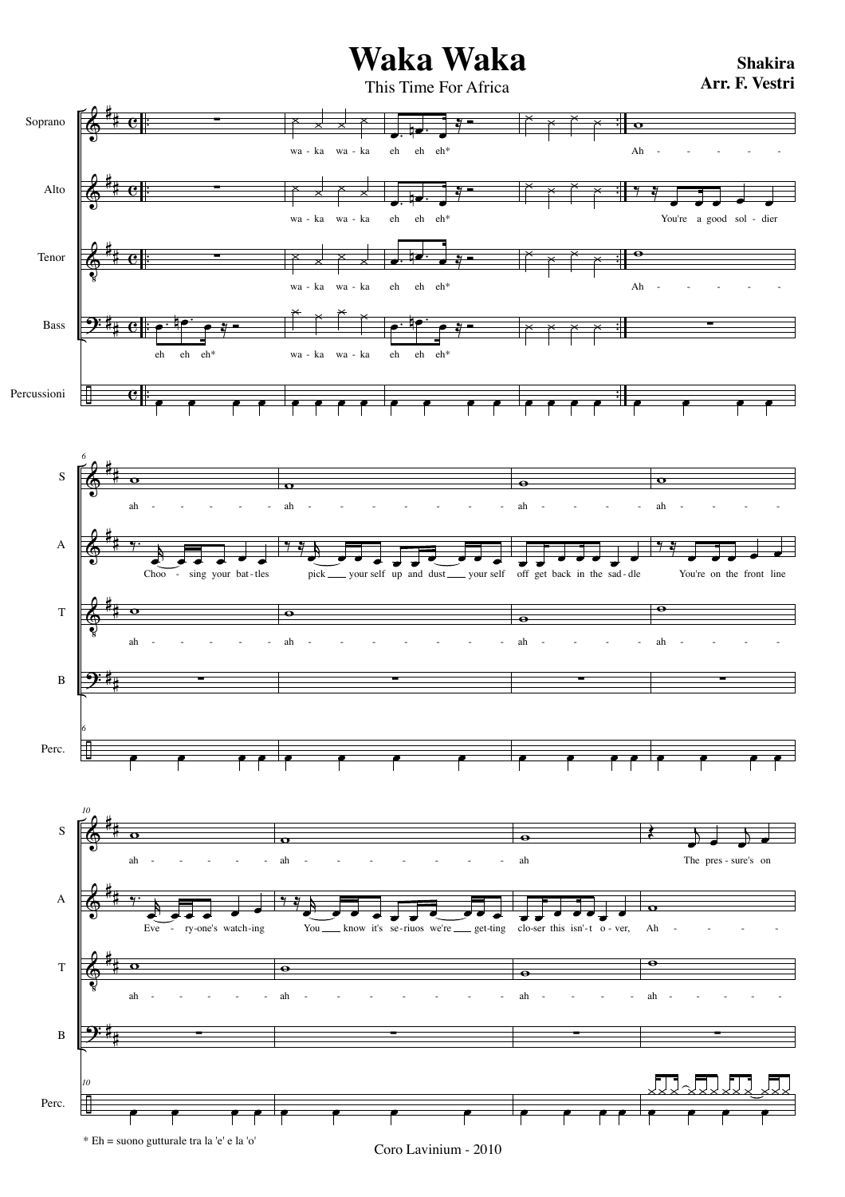# Waka Waka

This Time For Africa

**Shakira**
**Arr. F. Vestri**

* Eh = suono gutturale tra la 'e' e la 'o'

Coro Lavinium - 2010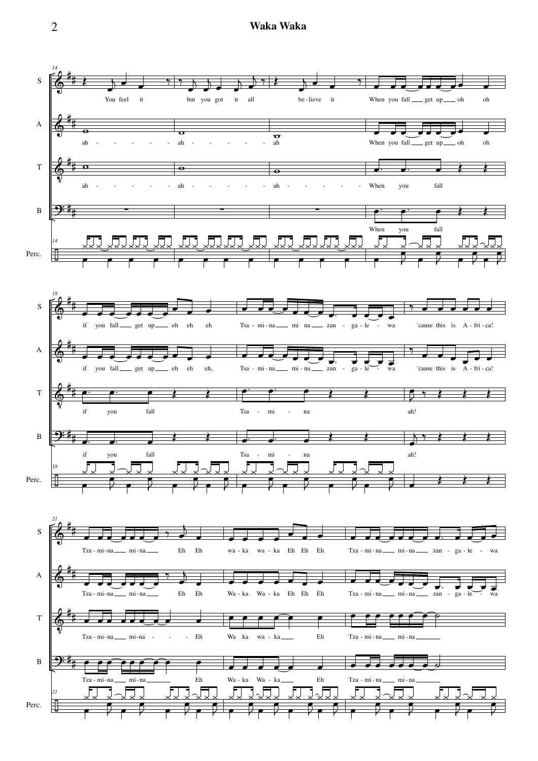## Waka Waka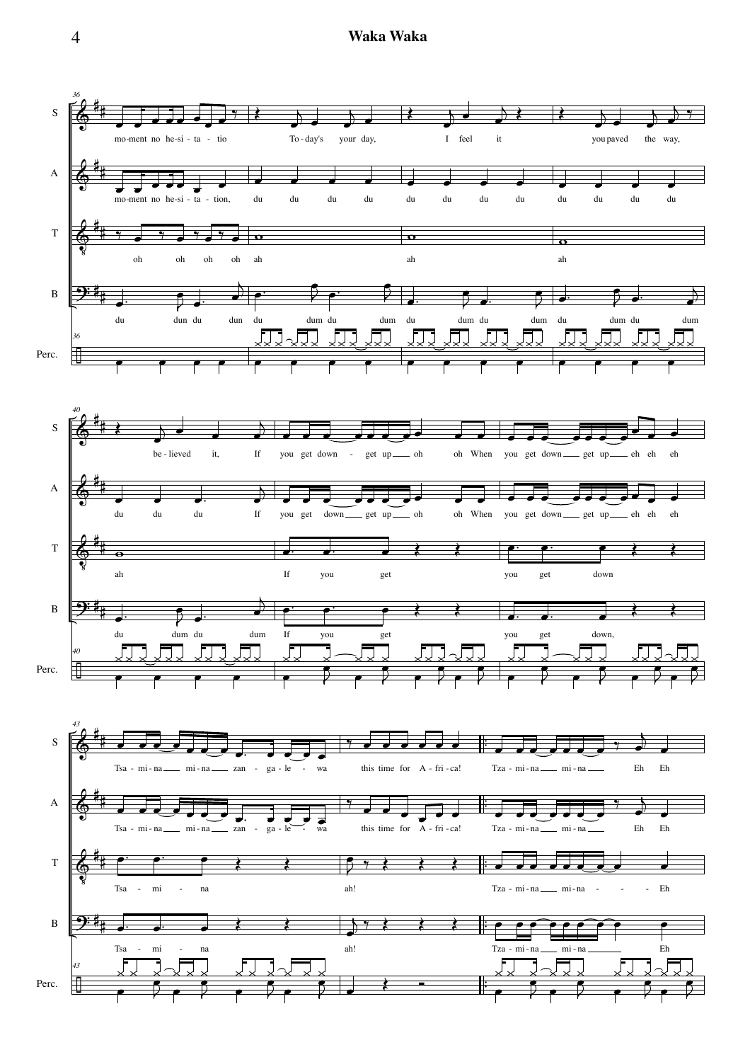**36**

S: mo-ment no he-si - ta - tio To-day's your day, I feel it you paved the way,

A: mo-ment no he-si - ta - tion, du du du du du du du du du du du du

T: oh oh oh oh ah ah ah

B: du dun du dun du dum du dum du dum du dum du dum du dum

Perc.

**40**

S: be-lieved it, If you get down - get up oh oh When you get down get up eh eh eh

A: du du du If you get down get up oh oh When you get down get up eh eh eh

T: ah If you get you get down

B: du dum du dum If you get you get down,

Perc.

**43**

S: Tsa - mi-na mi-na zan - ga-le - wa this time for A-fri-ca! Tza-mi-na mi-na Eh Eh

A: Tsa - mi-na mi-na zan - ga-le - wa this time for A-fri-ca! Tza-mi-na mi-na Eh Eh

T: Tsa - mi - na ah! Tza-mi-na mi-na - - - Eh

B: Tsa - mi - na ah! Tza-mi-na mi-na Eh

Perc.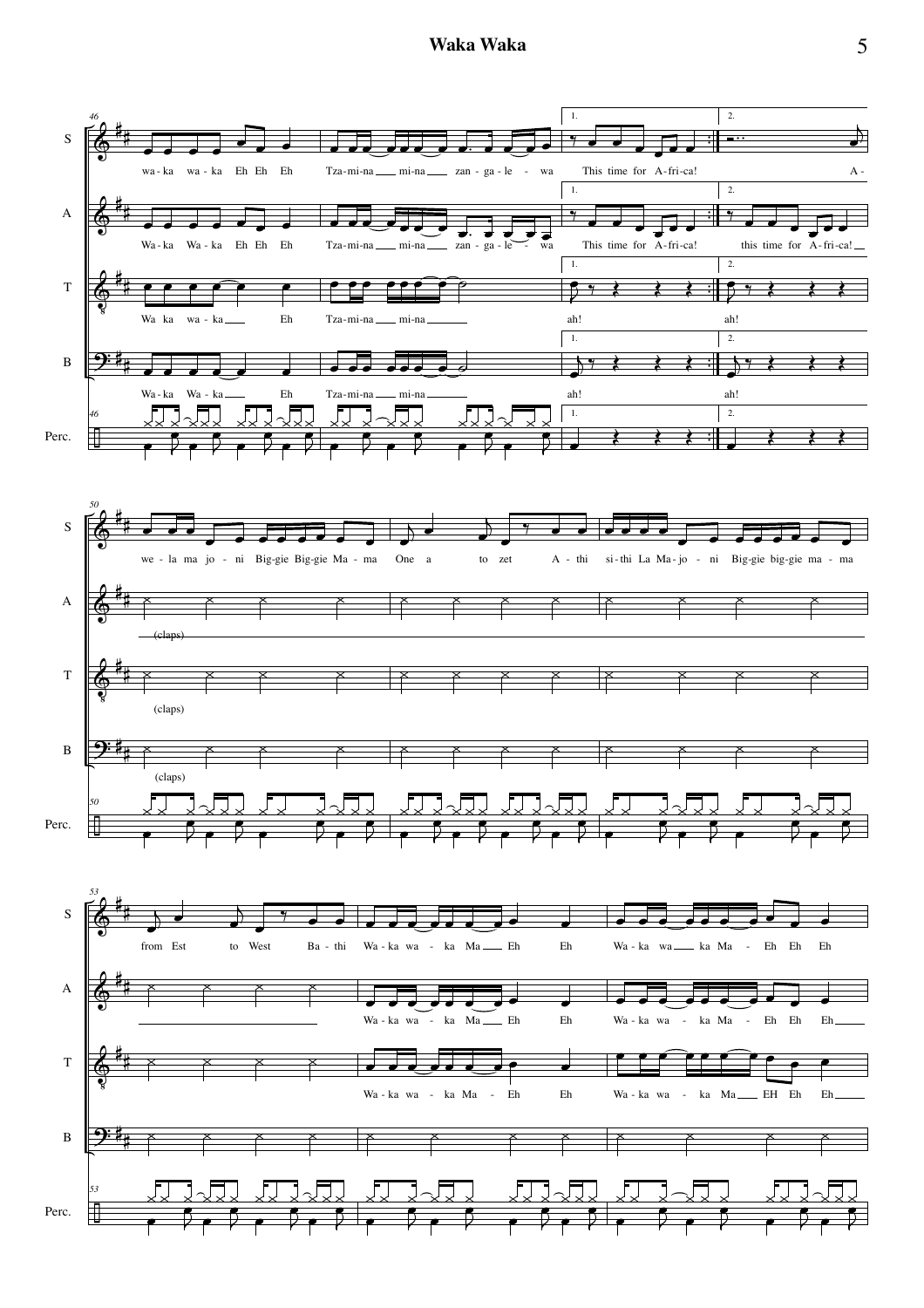# Waka Waka

**46**

S: wa - ka wa - ka Eh Eh Eh | Tza - mi - na ___ mi - na ___ zan - ga - le - wa | 1. This time for A - fri - ca! | 2. A -

A: Wa - ka Wa - ka Eh Eh Eh | Tza - mi - na ___ mi - na ___ zan - ga - le - wa | 1. This time for A - fri - ca! | 2. this time for A - fri - ca! ___

T: Wa ka wa - ka ___ Eh | Tza - mi - na ___ mi - na ______ | 1. ah! | 2. ah!

B: Wa - ka Wa - ka ___ Eh | Tza - mi - na ___ mi - na ______ | 1. ah! | 2. ah!

Perc.

**50**

S: we - la ma jo - ni Big - gie Big - gie Ma - ma | One a to zet A - thi | si - thi La Ma - jo - ni Big - gie big - gie ma - ma

A: (claps)

T: (claps)

B: (claps)

Perc.

**53**

S: from Est to West Ba - thi | Wa - ka wa - ka Ma ___ Eh Eh | Wa - ka wa ___ ka Ma - Eh Eh Eh

A: Wa - ka wa - ka Ma ___ Eh Eh | Wa - ka wa - ka Ma - Eh Eh Eh ___

T: Wa - ka wa - ka Ma - Eh Eh | Wa - ka wa - ka Ma ___ EH Eh Eh ___

B:

Perc.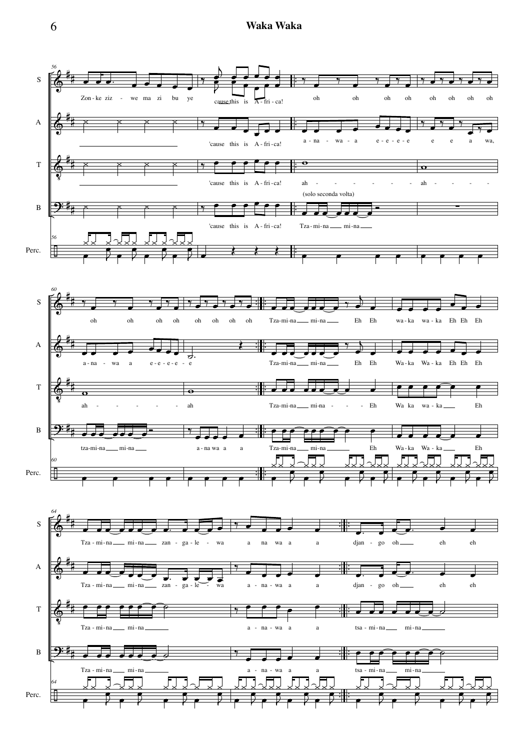**S:** Zon - ke ziz - we ma zi bu ye cause this is A - fri - ca! oh oh oh oh oh oh oh oh

**A:** 'cause this is A - fri - ca! a - na - wa - a e - e - e - e e e a wa,

**T:** 'cause this is A - fri - ca! ah - - - - - - - - ah - - - - -

(solo seconda volta)

**B:** 'cause this is A - fri - ca! Tza - mi - na mi - na

**Perc.**

**S:** oh oh oh oh oh oh oh oh Tza - mi - na mi - na Eh Eh wa - ka wa - ka Eh Eh Eh

**A:** a - na - wa a e - e - e - e - e Tza - mi - na mi - na Eh Eh Wa - ka Wa - ka Eh Eh Eh

**T:** ah - - - - - - ah Tza - mi - na mi - na - - - Eh Wa ka wa - ka Eh

**B:** tza - mi - na mi - na a - na wa a a Tza - mi - na mi - na Eh Wa - ka Wa - ka Eh

**Perc.**

**S:** Tza - mi - na mi - na zan - ga - le - wa a na wa a a djan - go oh eh eh

**A:** Tza - mi - na mi - na zan - ga - le - wa a - na - wa a a djan - go oh eh eh

**T:** Tza - mi - na mi - na a - na - wa a a tsa - mi - na mi - na

**B:** Tza - mi - na mi - na a - na - wa a a tsa - mi - na mi - na

**Perc.**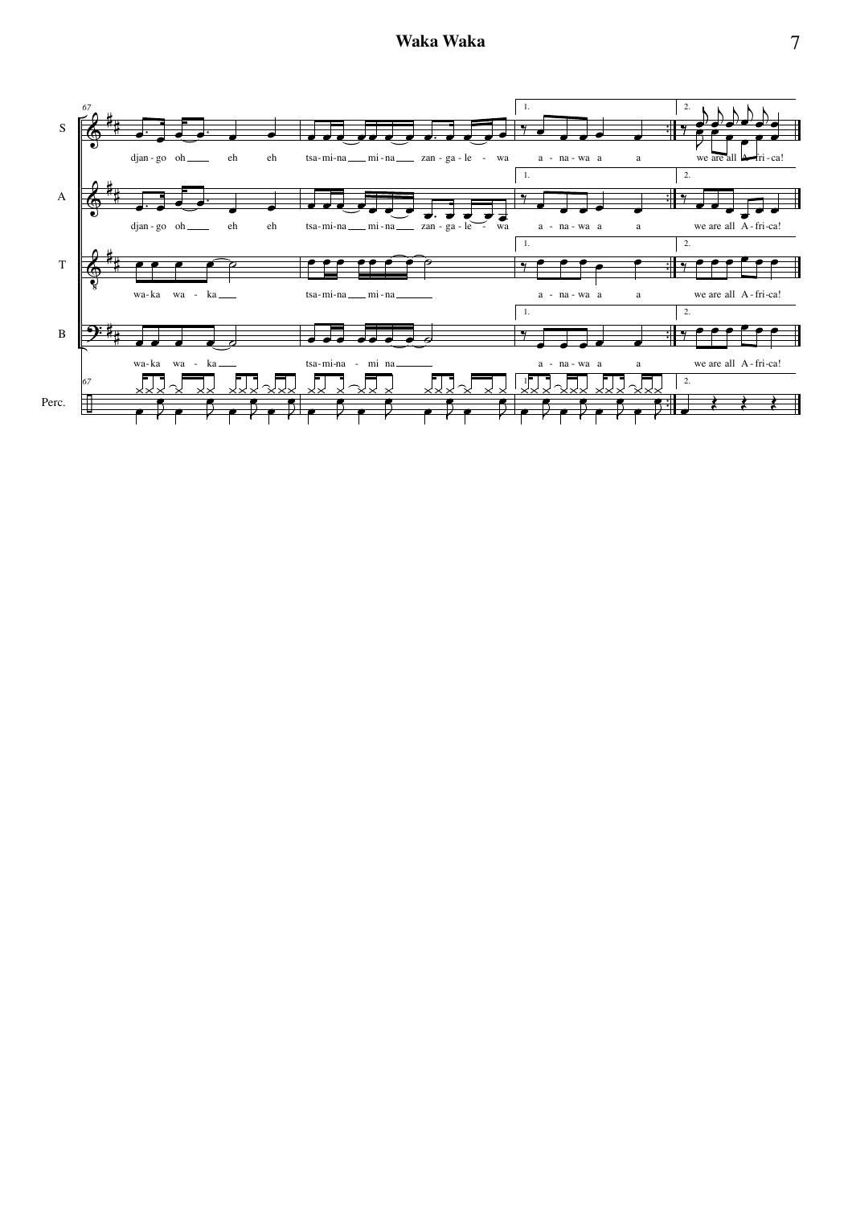S: djan - go oh eh eh tsa - mi - na mi - na zan - ga - le - wa | 1. a - na - wa a a | 2. we are all A - fri - ca!

A: djan - go oh eh eh tsa - mi - na mi - na zan - ga - le - wa | 1. a - na - wa a a | 2. we are all A - fri - ca!

T: wa - ka wa - ka tsa - mi - na mi - na | 1. a - na - wa a a | 2. we are all A - fri - ca!

B: wa - ka wa - ka tsa - mi - na - mi na | 1. a - na - wa a a | 2. we are all A - fri - ca!

Perc.